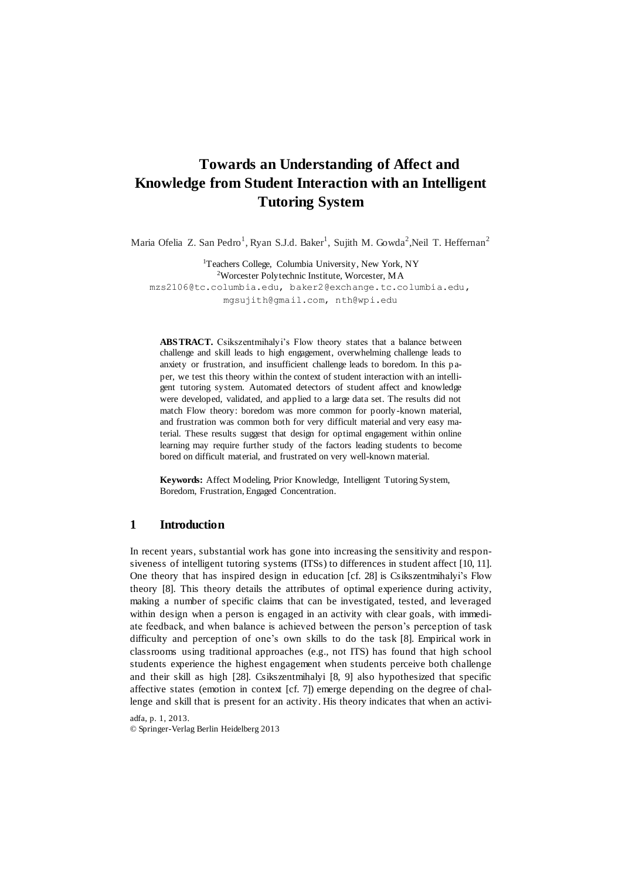# Towards an Understanding of Affect and Knowledge from Student Interaction with an Intelligent Tutoring System

Maria Ofelia Z. San Pedro[1], Ryan S.J.d. Baker[1], Sujith M. Gowda[2], Neil T. Heffernan[2]

[1]Teachers College, Columbia University, New York, NY
[2]Worcester Polytechnic Institute, Worcester, MA
mzs2106@tc.columbia.edu, baker2@exchange.tc.columbia.edu, mgsujith@gmail.com, nth@wpi.edu

**ABSTRACT.** Csikszentmihalyi's Flow theory states that a balance between challenge and skill leads to high engagement, overwhelming challenge leads to anxiety or frustration, and insufficient challenge leads to boredom. In this paper, we test this theory within the context of student interaction with an intelligent tutoring system. Automated detectors of student affect and knowledge were developed, validated, and applied to a large data set. The results did not match Flow theory: boredom was more common for poorly-known material, and frustration was common both for very difficult material and very easy material. These results suggest that design for optimal engagement within online learning may require further study of the factors leading students to become bored on difficult material, and frustrated on very well-known material.

**Keywords:** Affect Modeling, Prior Knowledge, Intelligent Tutoring System, Boredom, Frustration, Engaged Concentration.

## 1 Introduction

In recent years, substantial work has gone into increasing the sensitivity and responsiveness of intelligent tutoring systems (ITSs) to differences in student affect [10, 11]. One theory that has inspired design in education [cf. 28] is Csikszentmihalyi's Flow theory [8]. This theory details the attributes of optimal experience during activity, making a number of specific claims that can be investigated, tested, and leveraged within design when a person is engaged in an activity with clear goals, with immediate feedback, and when balance is achieved between the person's perception of task difficulty and perception of one's own skills to do the task [8]. Empirical work in classrooms using traditional approaches (e.g., not ITS) has found that high school students experience the highest engagement when students perceive both challenge and their skill as high [28]. Csikszentmihalyi [8, 9] also hypothesized that specific affective states (emotion in context [cf. 7]) emerge depending on the degree of challenge and skill that is present for an activity. His theory indicates that when an activi-

adfa, p. 1, 2013.
© Springer-Verlag Berlin Heidelberg 2013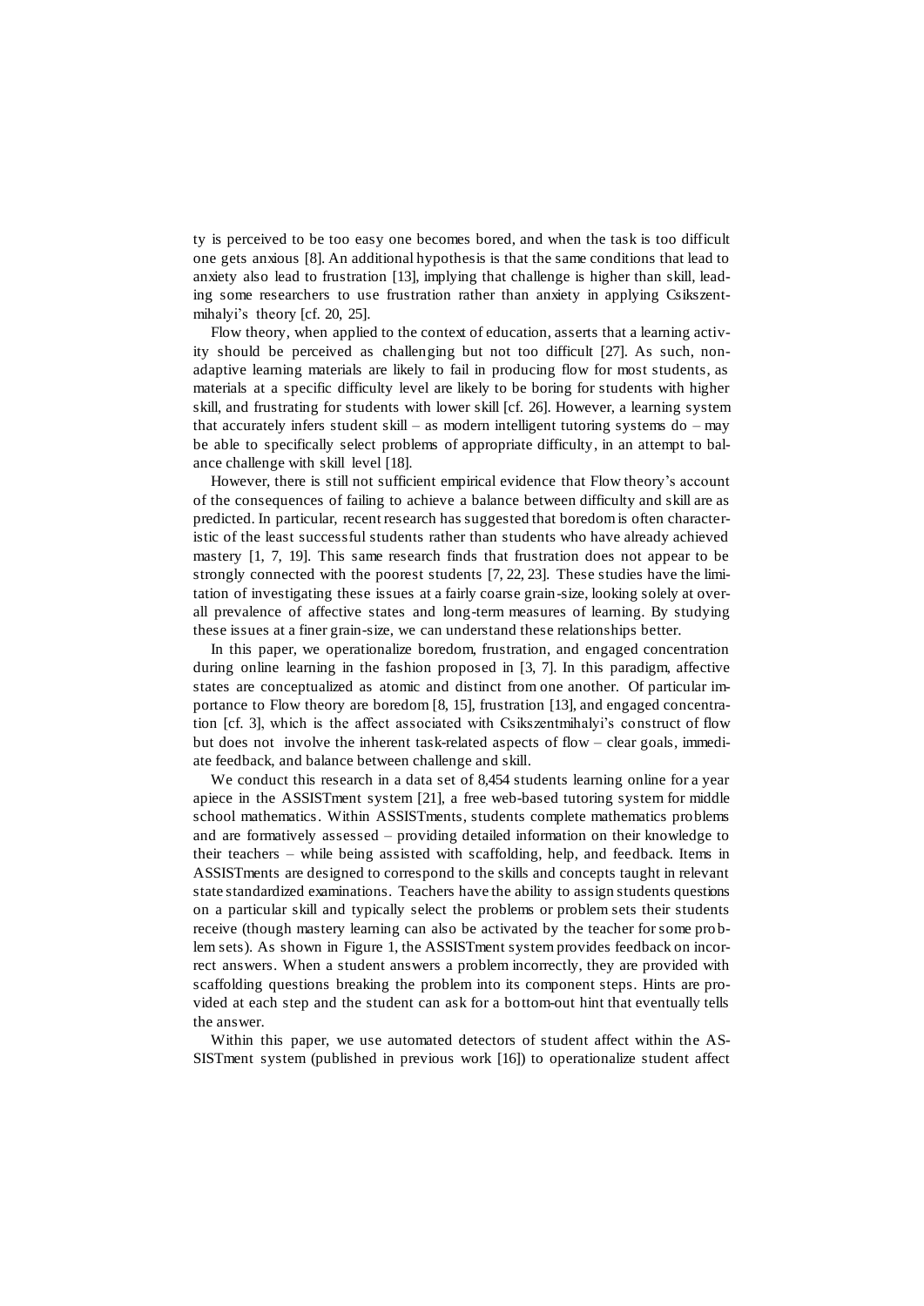ty is perceived to be too easy one becomes bored, and when the task is too difficult one gets anxious [8]. An additional hypothesis is that the same conditions that lead to anxiety also lead to frustration [13], implying that challenge is higher than skill, leading some researchers to use frustration rather than anxiety in applying Csikszentmihalyi's theory [cf. 20, 25].

Flow theory, when applied to the context of education, asserts that a learning activity should be perceived as challenging but not too difficult [27]. As such, non-adaptive learning materials are likely to fail in producing flow for most students, as materials at a specific difficulty level are likely to be boring for students with higher skill, and frustrating for students with lower skill [cf. 26]. However, a learning system that accurately infers student skill – as modern intelligent tutoring systems do – may be able to specifically select problems of appropriate difficulty, in an attempt to balance challenge with skill level [18].

However, there is still not sufficient empirical evidence that Flow theory's account of the consequences of failing to achieve a balance between difficulty and skill are as predicted. In particular, recent research has suggested that boredom is often characteristic of the least successful students rather than students who have already achieved mastery [1, 7, 19]. This same research finds that frustration does not appear to be strongly connected with the poorest students [7, 22, 23]. These studies have the limitation of investigating these issues at a fairly coarse grain-size, looking solely at overall prevalence of affective states and long-term measures of learning. By studying these issues at a finer grain-size, we can understand these relationships better.

In this paper, we operationalize boredom, frustration, and engaged concentration during online learning in the fashion proposed in [3, 7]. In this paradigm, affective states are conceptualized as atomic and distinct from one another. Of particular importance to Flow theory are boredom [8, 15], frustration [13], and engaged concentration [cf. 3], which is the affect associated with Csikszentmihalyi's construct of flow but does not involve the inherent task-related aspects of flow – clear goals, immediate feedback, and balance between challenge and skill.

We conduct this research in a data set of 8,454 students learning online for a year apiece in the ASSISTment system [21], a free web-based tutoring system for middle school mathematics. Within ASSISTments, students complete mathematics problems and are formatively assessed – providing detailed information on their knowledge to their teachers – while being assisted with scaffolding, help, and feedback. Items in ASSISTments are designed to correspond to the skills and concepts taught in relevant state standardized examinations. Teachers have the ability to assign students questions on a particular skill and typically select the problems or problem sets their students receive (though mastery learning can also be activated by the teacher for some problem sets). As shown in Figure 1, the ASSISTment system provides feedback on incorrect answers. When a student answers a problem incorrectly, they are provided with scaffolding questions breaking the problem into its component steps. Hints are provided at each step and the student can ask for a bottom-out hint that eventually tells the answer.

Within this paper, we use automated detectors of student affect within the ASSISTment system (published in previous work [16]) to operationalize student affect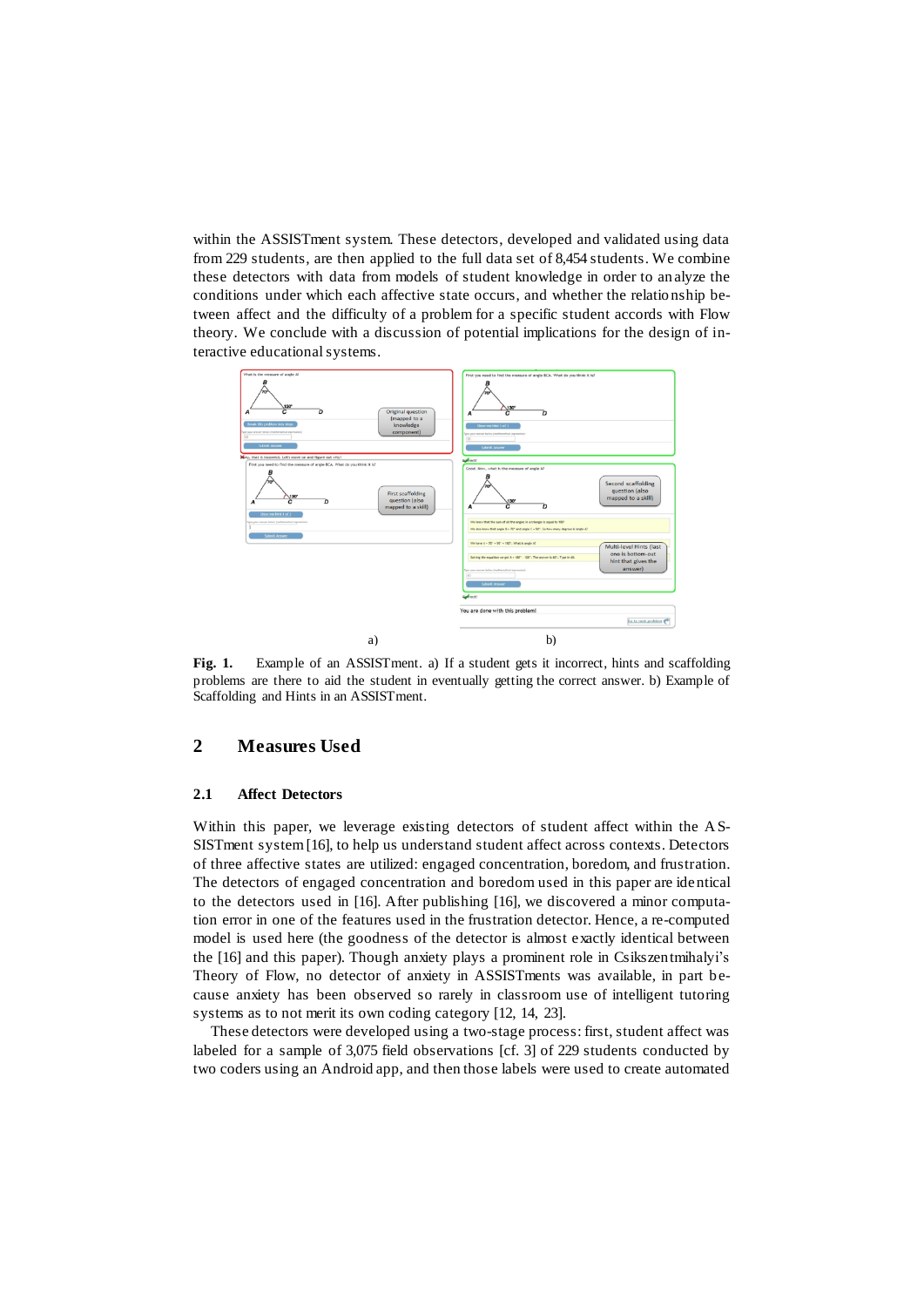within the ASSISTment system. These detectors, developed and validated using data from 229 students, are then applied to the full data set of 8,454 students. We combine these detectors with data from models of student knowledge in order to analyze the conditions under which each affective state occurs, and whether the relationship between affect and the difficulty of a problem for a specific student accords with Flow theory. We conclude with a discussion of potential implications for the design of interactive educational systems.

a) b)

**Fig. 1.** Example of an ASSISTment. a) If a student gets it incorrect, hints and scaffolding problems are there to aid the student in eventually getting the correct answer. b) Example of Scaffolding and Hints in an ASSISTment.

## 2 Measures Used

### 2.1 Affect Detectors

Within this paper, we leverage existing detectors of student affect within the ASSISTment system [16], to help us understand student affect across contexts. Detectors of three affective states are utilized: engaged concentration, boredom, and frustration. The detectors of engaged concentration and boredom used in this paper are identical to the detectors used in [16]. After publishing [16], we discovered a minor computation error in one of the features used in the frustration detector. Hence, a re-computed model is used here (the goodness of the detector is almost exactly identical between the [16] and this paper). Though anxiety plays a prominent role in Csikszentmihalyi's Theory of Flow, no detector of anxiety in ASSISTments was available, in part because anxiety has been observed so rarely in classroom use of intelligent tutoring systems as to not merit its own coding category [12, 14, 23].

These detectors were developed using a two-stage process: first, student affect was labeled for a sample of 3,075 field observations [cf. 3] of 229 students conducted by two coders using an Android app, and then those labels were used to create automated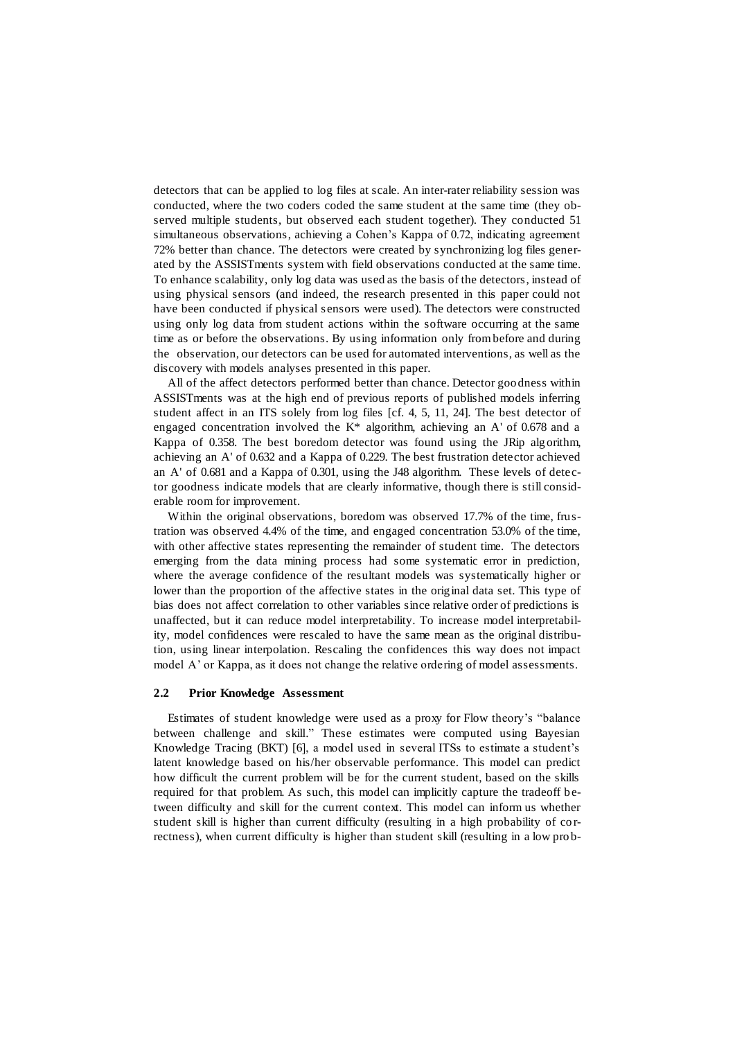detectors that can be applied to log files at scale. An inter-rater reliability session was conducted, where the two coders coded the same student at the same time (they observed multiple students, but observed each student together). They conducted 51 simultaneous observations, achieving a Cohen's Kappa of 0.72, indicating agreement 72% better than chance. The detectors were created by synchronizing log files generated by the ASSISTments system with field observations conducted at the same time. To enhance scalability, only log data was used as the basis of the detectors, instead of using physical sensors (and indeed, the research presented in this paper could not have been conducted if physical sensors were used). The detectors were constructed using only log data from student actions within the software occurring at the same time as or before the observations. By using information only from before and during the observation, our detectors can be used for automated interventions, as well as the discovery with models analyses presented in this paper.

All of the affect detectors performed better than chance. Detector goodness within ASSISTments was at the high end of previous reports of published models inferring student affect in an ITS solely from log files [cf. 4, 5, 11, 24]. The best detector of engaged concentration involved the K* algorithm, achieving an A' of 0.678 and a Kappa of 0.358. The best boredom detector was found using the JRip algorithm, achieving an A' of 0.632 and a Kappa of 0.229. The best frustration detector achieved an A' of 0.681 and a Kappa of 0.301, using the J48 algorithm. These levels of detector goodness indicate models that are clearly informative, though there is still considerable room for improvement.

Within the original observations, boredom was observed 17.7% of the time, frustration was observed 4.4% of the time, and engaged concentration 53.0% of the time, with other affective states representing the remainder of student time. The detectors emerging from the data mining process had some systematic error in prediction, where the average confidence of the resultant models was systematically higher or lower than the proportion of the affective states in the original data set. This type of bias does not affect correlation to other variables since relative order of predictions is unaffected, but it can reduce model interpretability. To increase model interpretability, model confidences were rescaled to have the same mean as the original distribution, using linear interpolation. Rescaling the confidences this way does not impact model A' or Kappa, as it does not change the relative ordering of model assessments.

### 2.2 Prior Knowledge Assessment

Estimates of student knowledge were used as a proxy for Flow theory's "balance between challenge and skill." These estimates were computed using Bayesian Knowledge Tracing (BKT) [6], a model used in several ITSs to estimate a student's latent knowledge based on his/her observable performance. This model can predict how difficult the current problem will be for the current student, based on the skills required for that problem. As such, this model can implicitly capture the tradeoff between difficulty and skill for the current context. This model can inform us whether student skill is higher than current difficulty (resulting in a high probability of correctness), when current difficulty is higher than student skill (resulting in a low prob-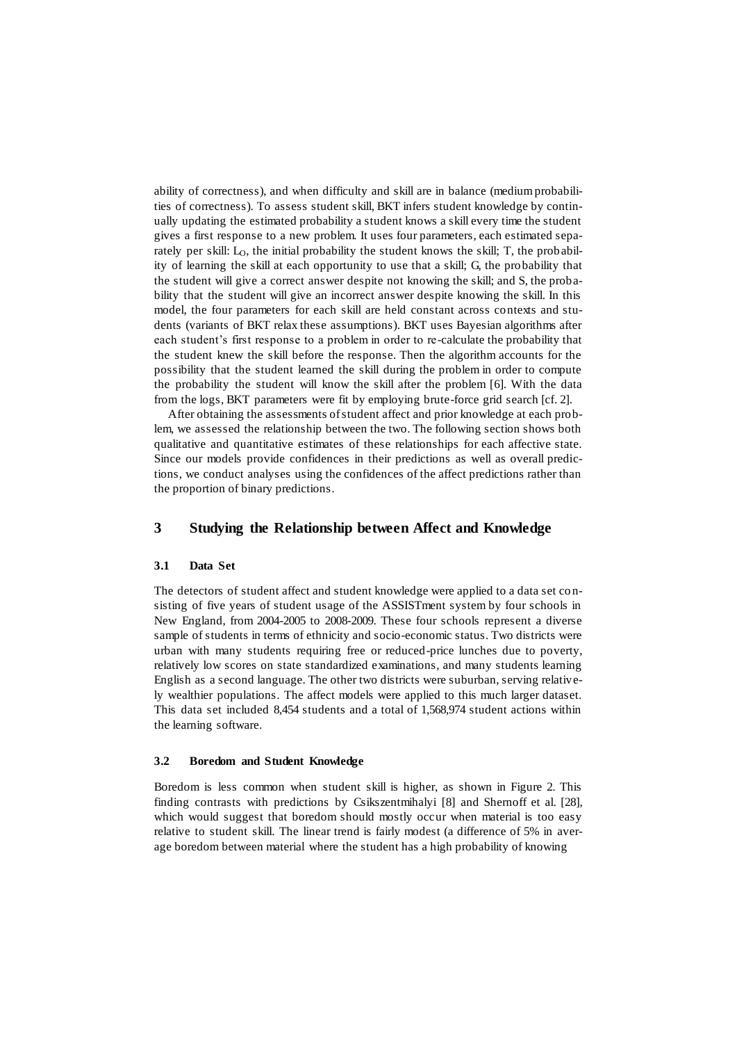ability of correctness), and when difficulty and skill are in balance (medium probabilities of correctness). To assess student skill, BKT infers student knowledge by continually updating the estimated probability a student knows a skill every time the student gives a first response to a new problem. It uses four parameters, each estimated separately per skill: $L_O$, the initial probability the student knows the skill; T, the probability of learning the skill at each opportunity to use that a skill; G, the probability that the student will give a correct answer despite not knowing the skill; and S, the probability that the student will give an incorrect answer despite knowing the skill. In this model, the four parameters for each skill are held constant across contexts and students (variants of BKT relax these assumptions). BKT uses Bayesian algorithms after each student's first response to a problem in order to re-calculate the probability that the student knew the skill before the response. Then the algorithm accounts for the possibility that the student learned the skill during the problem in order to compute the probability the student will know the skill after the problem [6]. With the data from the logs, BKT parameters were fit by employing brute-force grid search [cf. 2].

After obtaining the assessments of student affect and prior knowledge at each problem, we assessed the relationship between the two. The following section shows both qualitative and quantitative estimates of these relationships for each affective state. Since our models provide confidences in their predictions as well as overall predictions, we conduct analyses using the confidences of the affect predictions rather than the proportion of binary predictions.

# 3 Studying the Relationship between Affect and Knowledge

## 3.1 Data Set

The detectors of student affect and student knowledge were applied to a data set consisting of five years of student usage of the ASSISTment system by four schools in New England, from 2004-2005 to 2008-2009. These four schools represent a diverse sample of students in terms of ethnicity and socio-economic status. Two districts were urban with many students requiring free or reduced-price lunches due to poverty, relatively low scores on state standardized examinations, and many students learning English as a second language. The other two districts were suburban, serving relatively wealthier populations. The affect models were applied to this much larger dataset. This data set included 8,454 students and a total of 1,568,974 student actions within the learning software.

## 3.2 Boredom and Student Knowledge

Boredom is less common when student skill is higher, as shown in Figure 2. This finding contrasts with predictions by Csikszentmihalyi [8] and Shernoff et al. [28], which would suggest that boredom should mostly occur when material is too easy relative to student skill. The linear trend is fairly modest (a difference of 5% in average boredom between material where the student has a high probability of knowing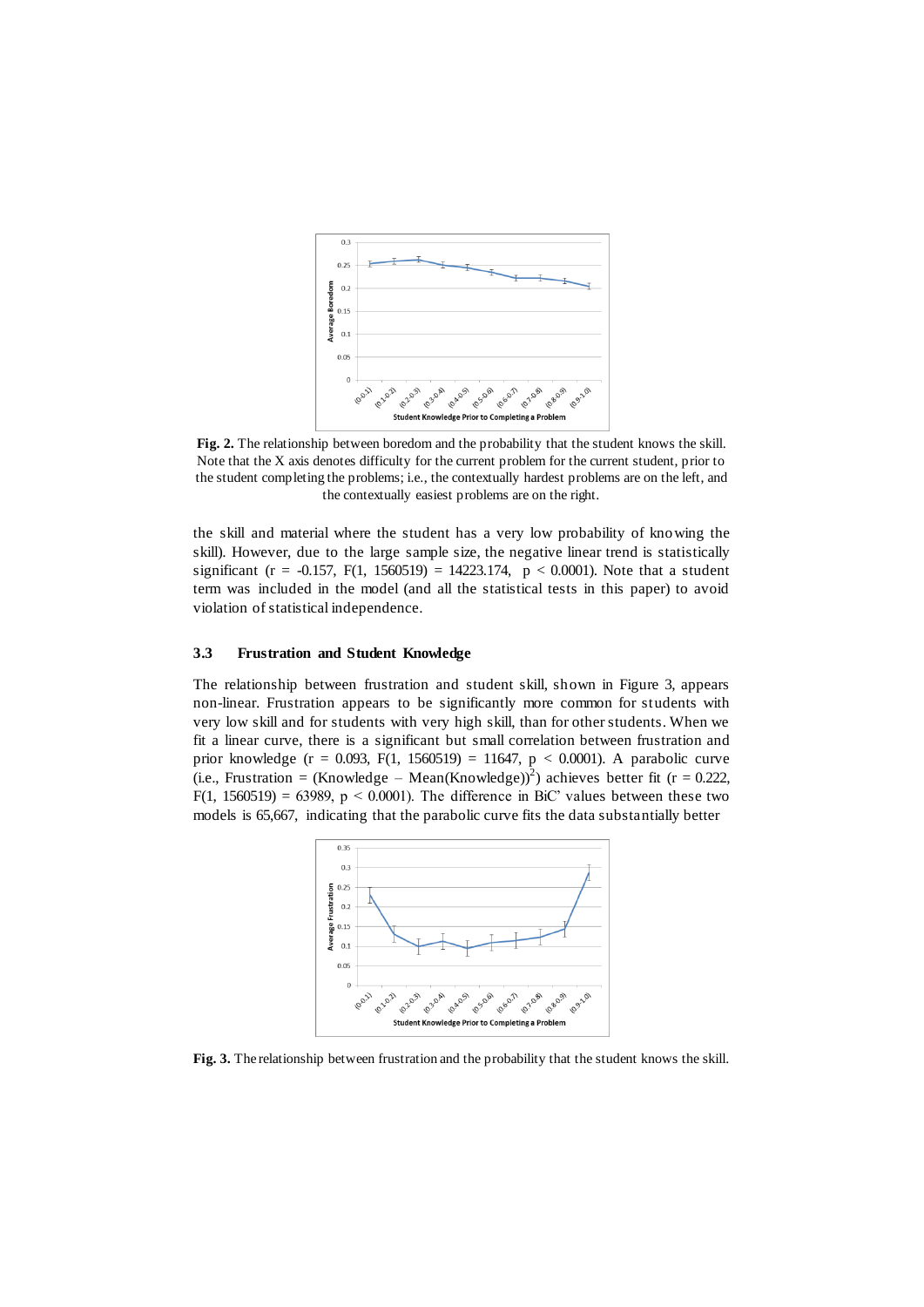**Fig. 2.** The relationship between boredom and the probability that the student knows the skill. Note that the X axis denotes difficulty for the current problem for the current student, prior to the student completing the problems; i.e., the contextually hardest problems are on the left, and the contextually easiest problems are on the right.

the skill and material where the student has a very low probability of knowing the skill). However, due to the large sample size, the negative linear trend is statistically significant ($r = -0.157$, $F(1, 1560519) = 14223.174$, $p < 0.0001$). Note that a student term was included in the model (and all the statistical tests in this paper) to avoid violation of statistical independence.

### 3.3 Frustration and Student Knowledge

The relationship between frustration and student skill, shown in Figure 3, appears non-linear. Frustration appears to be significantly more common for students with very low skill and for students with very high skill, than for other students. When we fit a linear curve, there is a significant but small correlation between frustration and prior knowledge ($r = 0.093$, $F(1, 1560519) = 11647$, $p < 0.0001$). A parabolic curve (i.e., Frustration = (Knowledge – Mean(Knowledge))$^2$) achieves better fit ($r = 0.222$, $F(1, 1560519) = 63989$, $p < 0.0001$). The difference in BiC' values between these two models is 65,667, indicating that the parabolic curve fits the data substantially better

**Fig. 3.** The relationship between frustration and the probability that the student knows the skill.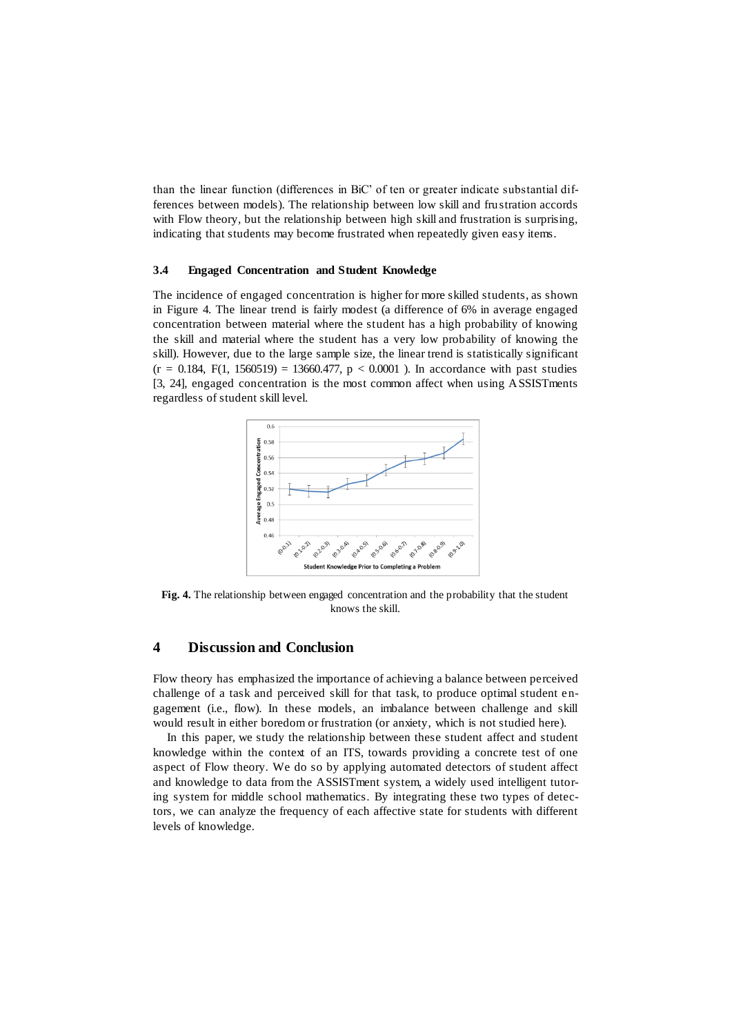than the linear function (differences in BiC' of ten or greater indicate substantial differences between models). The relationship between low skill and frustration accords with Flow theory, but the relationship between high skill and frustration is surprising, indicating that students may become frustrated when repeatedly given easy items.

### 3.4 Engaged Concentration and Student Knowledge

The incidence of engaged concentration is higher for more skilled students, as shown in Figure 4. The linear trend is fairly modest (a difference of 6% in average engaged concentration between material where the student has a high probability of knowing the skill and material where the student has a very low probability of knowing the skill). However, due to the large sample size, the linear trend is statistically significant ($r = 0.184$, $F(1, 1560519) = 13660.477$, $p < 0.0001$ ). In accordance with past studies [3, 24], engaged concentration is the most common affect when using ASSISTments regardless of student skill level.

**Fig. 4.** The relationship between engaged concentration and the probability that the student knows the skill.

## 4 Discussion and Conclusion

Flow theory has emphasized the importance of achieving a balance between perceived challenge of a task and perceived skill for that task, to produce optimal student engagement (i.e., flow). In these models, an imbalance between challenge and skill would result in either boredom or frustration (or anxiety, which is not studied here).

In this paper, we study the relationship between these student affect and student knowledge within the context of an ITS, towards providing a concrete test of one aspect of Flow theory. We do so by applying automated detectors of student affect and knowledge to data from the ASSISTment system, a widely used intelligent tutoring system for middle school mathematics. By integrating these two types of detectors, we can analyze the frequency of each affective state for students with different levels of knowledge.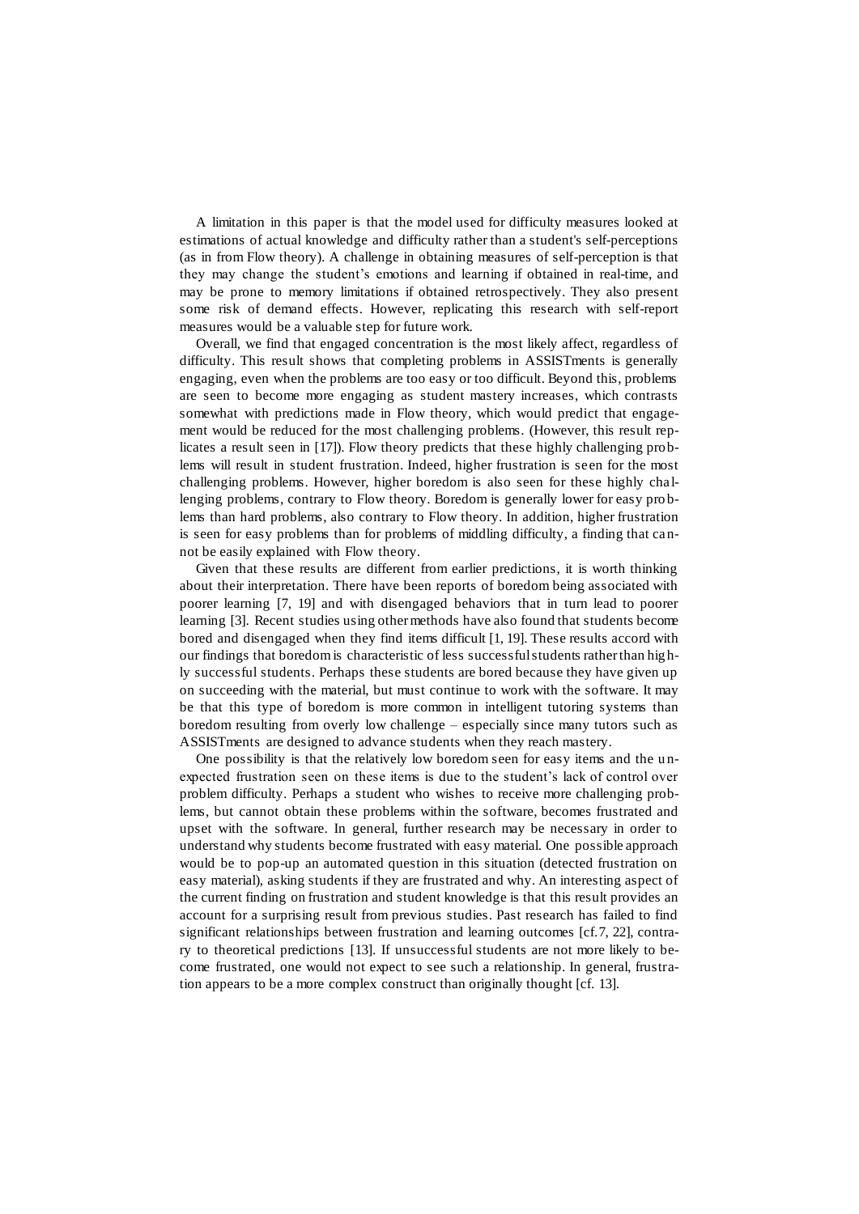A limitation in this paper is that the model used for difficulty measures looked at estimations of actual knowledge and difficulty rather than a student's self-perceptions (as in from Flow theory). A challenge in obtaining measures of self-perception is that they may change the student's emotions and learning if obtained in real-time, and may be prone to memory limitations if obtained retrospectively. They also present some risk of demand effects. However, replicating this research with self-report measures would be a valuable step for future work.

Overall, we find that engaged concentration is the most likely affect, regardless of difficulty. This result shows that completing problems in ASSISTments is generally engaging, even when the problems are too easy or too difficult. Beyond this, problems are seen to become more engaging as student mastery increases, which contrasts somewhat with predictions made in Flow theory, which would predict that engagement would be reduced for the most challenging problems. (However, this result replicates a result seen in [17]). Flow theory predicts that these highly challenging problems will result in student frustration. Indeed, higher frustration is seen for the most challenging problems. However, higher boredom is also seen for these highly challenging problems, contrary to Flow theory. Boredom is generally lower for easy problems than hard problems, also contrary to Flow theory. In addition, higher frustration is seen for easy problems than for problems of middling difficulty, a finding that cannot be easily explained with Flow theory.

Given that these results are different from earlier predictions, it is worth thinking about their interpretation. There have been reports of boredom being associated with poorer learning [7, 19] and with disengaged behaviors that in turn lead to poorer learning [3]. Recent studies using other methods have also found that students become bored and disengaged when they find items difficult [1, 19]. These results accord with our findings that boredom is characteristic of less successful students rather than highly successful students. Perhaps these students are bored because they have given up on succeeding with the material, but must continue to work with the software. It may be that this type of boredom is more common in intelligent tutoring systems than boredom resulting from overly low challenge – especially since many tutors such as ASSISTments are designed to advance students when they reach mastery.

One possibility is that the relatively low boredom seen for easy items and the unexpected frustration seen on these items is due to the student's lack of control over problem difficulty. Perhaps a student who wishes to receive more challenging problems, but cannot obtain these problems within the software, becomes frustrated and upset with the software. In general, further research may be necessary in order to understand why students become frustrated with easy material. One possible approach would be to pop-up an automated question in this situation (detected frustration on easy material), asking students if they are frustrated and why. An interesting aspect of the current finding on frustration and student knowledge is that this result provides an account for a surprising result from previous studies. Past research has failed to find significant relationships between frustration and learning outcomes [cf. 7, 22], contrary to theoretical predictions [13]. If unsuccessful students are not more likely to become frustrated, one would not expect to see such a relationship. In general, frustration appears to be a more complex construct than originally thought [cf. 13].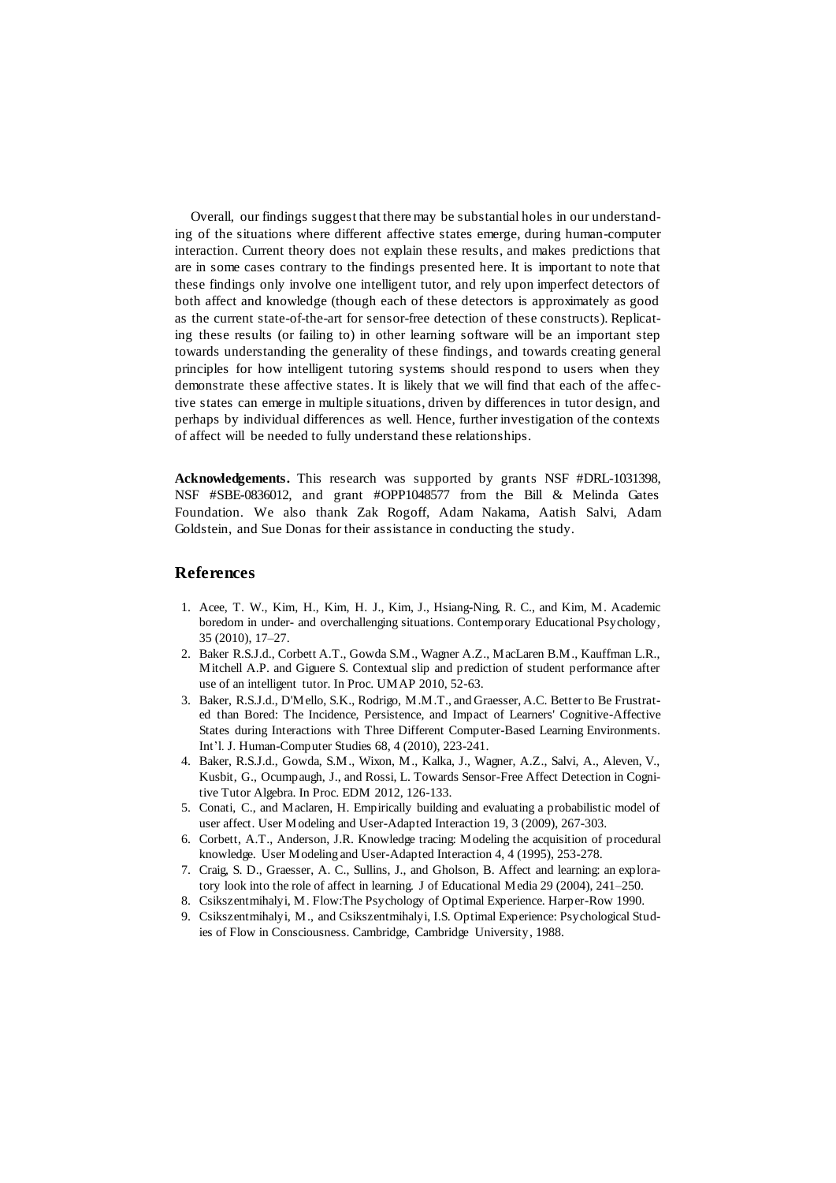Overall, our findings suggest that there may be substantial holes in our understanding of the situations where different affective states emerge, during human-computer interaction. Current theory does not explain these results, and makes predictions that are in some cases contrary to the findings presented here. It is important to note that these findings only involve one intelligent tutor, and rely upon imperfect detectors of both affect and knowledge (though each of these detectors is approximately as good as the current state-of-the-art for sensor-free detection of these constructs). Replicating these results (or failing to) in other learning software will be an important step towards understanding the generality of these findings, and towards creating general principles for how intelligent tutoring systems should respond to users when they demonstrate these affective states. It is likely that we will find that each of the affective states can emerge in multiple situations, driven by differences in tutor design, and perhaps by individual differences as well. Hence, further investigation of the contexts of affect will be needed to fully understand these relationships.

**Acknowledgements.** This research was supported by grants NSF #DRL-1031398, NSF #SBE-0836012, and grant #OPP1048577 from the Bill & Melinda Gates Foundation. We also thank Zak Rogoff, Adam Nakama, Aatish Salvi, Adam Goldstein, and Sue Donas for their assistance in conducting the study.

## References

1. Acee, T. W., Kim, H., Kim, H. J., Kim, J., Hsiang-Ning, R. C., and Kim, M. Academic boredom in under- and overchallenging situations. Contemporary Educational Psychology, 35 (2010), 17–27.
2. Baker R.S.J.d., Corbett A.T., Gowda S.M., Wagner A.Z., MacLaren B.M., Kauffman L.R., Mitchell A.P. and Giguere S. Contextual slip and prediction of student performance after use of an intelligent tutor. In Proc. UMAP 2010, 52-63.
3. Baker, R.S.J.d., D'Mello, S.K., Rodrigo, M.M.T., and Graesser, A.C. Better to Be Frustrated than Bored: The Incidence, Persistence, and Impact of Learners' Cognitive-Affective States during Interactions with Three Different Computer-Based Learning Environments. Int'l. J. Human-Computer Studies 68, 4 (2010), 223-241.
4. Baker, R.S.J.d., Gowda, S.M., Wixon, M., Kalka, J., Wagner, A.Z., Salvi, A., Aleven, V., Kusbit, G., Ocumpaugh, J., and Rossi, L. Towards Sensor-Free Affect Detection in Cognitive Tutor Algebra. In Proc. EDM 2012, 126-133.
5. Conati, C., and Maclaren, H. Empirically building and evaluating a probabilistic model of user affect. User Modeling and User-Adapted Interaction 19, 3 (2009), 267-303.
6. Corbett, A.T., Anderson, J.R. Knowledge tracing: Modeling the acquisition of procedural knowledge. User Modeling and User-Adapted Interaction 4, 4 (1995), 253-278.
7. Craig, S. D., Graesser, A. C., Sullins, J., and Gholson, B. Affect and learning: an exploratory look into the role of affect in learning. J of Educational Media 29 (2004), 241–250.
8. Csikszentmihalyi, M. Flow:The Psychology of Optimal Experience. Harper-Row 1990.
9. Csikszentmihalyi, M., and Csikszentmihalyi, I.S. Optimal Experience: Psychological Studies of Flow in Consciousness. Cambridge, Cambridge University, 1988.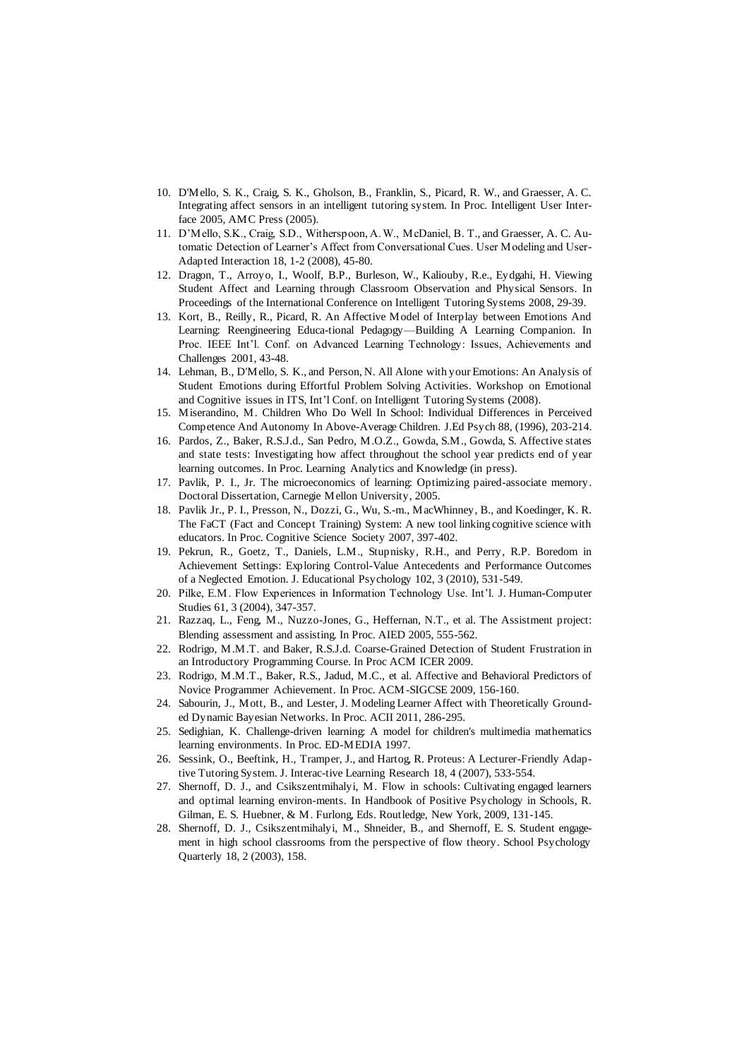10. D'Mello, S. K., Craig, S. K., Gholson, B., Franklin, S., Picard, R. W., and Graesser, A. C. Integrating affect sensors in an intelligent tutoring system. In Proc. Intelligent User Interface 2005, AMC Press (2005).
11. D'Mello, S.K., Craig, S.D., Witherspoon, A. W., McDaniel, B. T., and Graesser, A. C. Automatic Detection of Learner's Affect from Conversational Cues. User Modeling and User-Adapted Interaction 18, 1-2 (2008), 45-80.
12. Dragon, T., Arroyo, I., Woolf, B.P., Burleson, W., Kaliouby, R.e., Eydgahi, H. Viewing Student Affect and Learning through Classroom Observation and Physical Sensors. In Proceedings of the International Conference on Intelligent Tutoring Systems 2008, 29-39.
13. Kort, B., Reilly, R., Picard, R. An Affective Model of Interplay between Emotions And Learning: Reengineering Educa-tional Pedagogy—Building A Learning Companion. In Proc. IEEE Int'l. Conf. on Advanced Learning Technology: Issues, Achievements and Challenges 2001, 43-48.
14. Lehman, B., D'Mello, S. K., and Person, N. All Alone with your Emotions: An Analysis of Student Emotions during Effortful Problem Solving Activities. Workshop on Emotional and Cognitive issues in ITS, Int'l Conf. on Intelligent Tutoring Systems (2008).
15. Miserandino, M. Children Who Do Well In School: Individual Differences in Perceived Competence And Autonomy In Above-Average Children. J.Ed Psych 88, (1996), 203-214.
16. Pardos, Z., Baker, R.S.J.d., San Pedro, M.O.Z., Gowda, S.M., Gowda, S. Affective states and state tests: Investigating how affect throughout the school year predicts end of year learning outcomes. In Proc. Learning Analytics and Knowledge (in press).
17. Pavlik, P. I., Jr. The microeconomics of learning: Optimizing paired-associate memory. Doctoral Dissertation, Carnegie Mellon University, 2005.
18. Pavlik Jr., P. I., Presson, N., Dozzi, G., Wu, S.-m., MacWhinney, B., and Koedinger, K. R. The FaCT (Fact and Concept Training) System: A new tool linking cognitive science with educators. In Proc. Cognitive Science Society 2007, 397-402.
19. Pekrun, R., Goetz, T., Daniels, L.M., Stupnisky, R.H., and Perry, R.P. Boredom in Achievement Settings: Exploring Control-Value Antecedents and Performance Outcomes of a Neglected Emotion. J. Educational Psychology 102, 3 (2010), 531-549.
20. Pilke, E.M. Flow Experiences in Information Technology Use. Int'l. J. Human-Computer Studies 61, 3 (2004), 347-357.
21. Razzaq, L., Feng, M., Nuzzo-Jones, G., Heffernan, N.T., et al. The Assistment project: Blending assessment and assisting. In Proc. AIED 2005, 555-562.
22. Rodrigo, M.M.T. and Baker, R.S.J.d. Coarse-Grained Detection of Student Frustration in an Introductory Programming Course. In Proc ACM ICER 2009.
23. Rodrigo, M.M.T., Baker, R.S., Jadud, M.C., et al. Affective and Behavioral Predictors of Novice Programmer Achievement. In Proc. ACM-SIGCSE 2009, 156-160.
24. Sabourin, J., Mott, B., and Lester, J. Modeling Learner Affect with Theoretically Grounded Dynamic Bayesian Networks. In Proc. ACII 2011, 286-295.
25. Sedighian, K. Challenge-driven learning: A model for children's multimedia mathematics learning environments. In Proc. ED-MEDIA 1997.
26. Sessink, O., Beeftink, H., Tramper, J., and Hartog, R. Proteus: A Lecturer-Friendly Adaptive Tutoring System. J. Interac-tive Learning Research 18, 4 (2007), 533-554.
27. Shernoff, D. J., and Csikszentmihalyi, M. Flow in schools: Cultivating engaged learners and optimal learning environ-ments. In Handbook of Positive Psychology in Schools, R. Gilman, E. S. Huebner, & M. Furlong, Eds. Routledge, New York, 2009, 131-145.
28. Shernoff, D. J., Csikszentmihalyi, M., Shneider, B., and Shernoff, E. S. Student engagement in high school classrooms from the perspective of flow theory. School Psychology Quarterly 18, 2 (2003), 158.